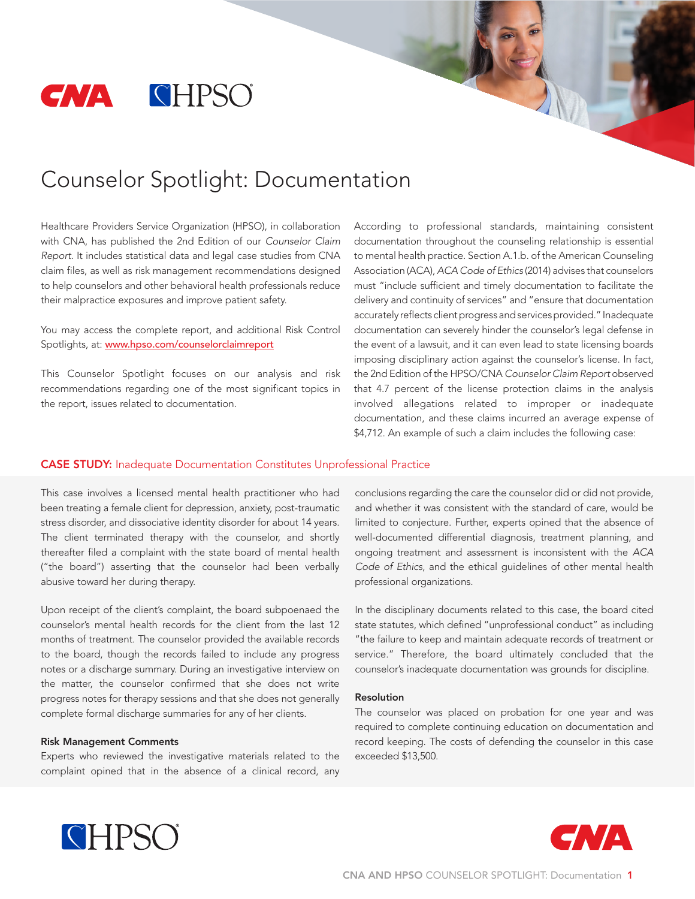# Counselor Spotlight: Documentation

Healthcare Providers Service Organization (HPSO), in collaboration with CNA, has published the 2nd Edition of our *Counselor Claim Report*. It includes statistical data and legal case studies from CNA claim files, as well as risk management recommendations designed to help counselors and other behavioral health professionals reduce their malpractice exposures and improve patient safety.

You may access the complete report, and additional Risk Control Spotlights, at: www.hpso.com/counselorclaimreport

This Counselor Spotlight focuses on our analysis and risk recommendations regarding one of the most significant topics in the report, issues related to documentation.

According to professional standards, maintaining consistent documentation throughout the counseling relationship is essential to mental health practice. Section A.1.b. of the American Counseling Association (ACA), *ACA Code of Ethics* (2014) advises that counselors must "include sufficient and timely documentation to facilitate the delivery and continuity of services" and "ensure that documentation accurately reflects client progress and services provided." Inadequate documentation can severely hinder the counselor's legal defense in the event of a lawsuit, and it can even lead to state licensing boards imposing disciplinary action against the counselor's license. In fact, the 2nd Edition of the HPSO/CNA *Counselor Claim Report* observed that 4.7 percent of the license protection claims in the analysis involved allegations related to improper or inadequate documentation, and these claims incurred an average expense of $4,712. An example of such a claim includes the following case:

## CASE STUDY: Inadequate Documentation Constitutes Unprofessional Practice

This case involves a licensed mental health practitioner who had been treating a female client for depression, anxiety, post-traumatic stress disorder, and dissociative identity disorder for about 14 years. The client terminated therapy with the counselor, and shortly thereafter filed a complaint with the state board of mental health ("the board") asserting that the counselor had been verbally abusive toward her during therapy.

Upon receipt of the client's complaint, the board subpoenaed the counselor's mental health records for the client from the last 12 months of treatment. The counselor provided the available records to the board, though the records failed to include any progress notes or a discharge summary. During an investigative interview on the matter, the counselor confirmed that she does not write progress notes for therapy sessions and that she does not generally complete formal discharge summaries for any of her clients.

### Risk Management Comments

Experts who reviewed the investigative materials related to the complaint opined that in the absence of a clinical record, any conclusions regarding the care the counselor did or did not provide, and whether it was consistent with the standard of care, would be limited to conjecture. Further, experts opined that the absence of well-documented differential diagnosis, treatment planning, and ongoing treatment and assessment is inconsistent with the *ACA Code of Ethics*, and the ethical guidelines of other mental health professional organizations.

In the disciplinary documents related to this case, the board cited state statutes, which defined "unprofessional conduct" as including "the failure to keep and maintain adequate records of treatment or service." Therefore, the board ultimately concluded that the counselor's inadequate documentation was grounds for discipline.

### Resolution

The counselor was placed on probation for one year and was required to complete continuing education on documentation and record keeping. The costs of defending the counselor in this case exceeded $13,500.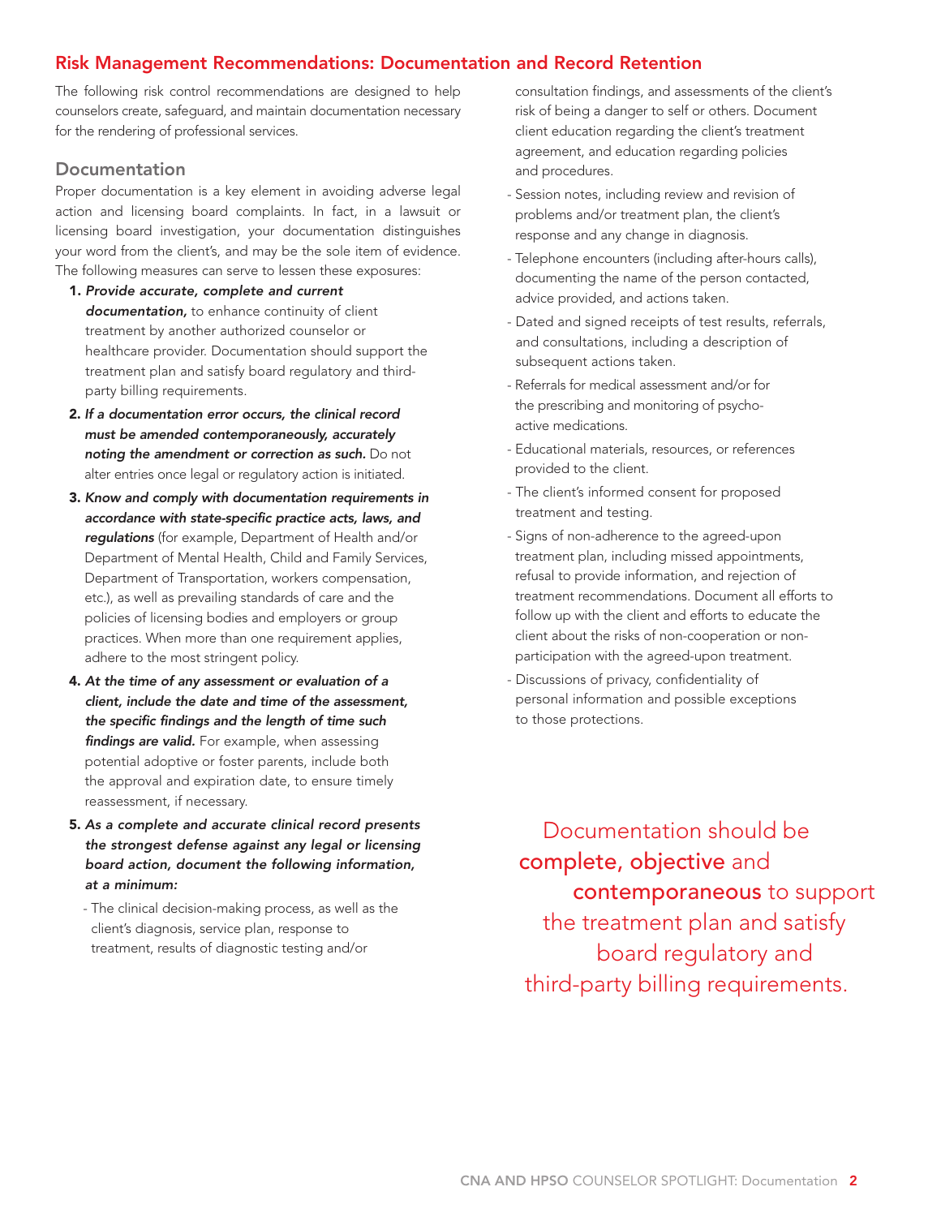## Risk Management Recommendations: Documentation and Record Retention

The following risk control recommendations are designed to help counselors create, safeguard, and maintain documentation necessary for the rendering of professional services.

### Documentation

Proper documentation is a key element in avoiding adverse legal action and licensing board complaints. In fact, in a lawsuit or licensing board investigation, your documentation distinguishes your word from the client's, and may be the sole item of evidence. The following measures can serve to lessen these exposures:

1. ***Provide accurate, complete and current documentation,*** to enhance continuity of client treatment by another authorized counselor or healthcare provider. Documentation should support the treatment plan and satisfy board regulatory and third-party billing requirements.
2. ***If a documentation error occurs, the clinical record must be amended contemporaneously, accurately noting the amendment or correction as such.*** Do not alter entries once legal or regulatory action is initiated.
3. ***Know and comply with documentation requirements in accordance with state-specific practice acts, laws, and regulations*** (for example, Department of Health and/or Department of Mental Health, Child and Family Services, Department of Transportation, workers compensation, etc.), as well as prevailing standards of care and the policies of licensing bodies and employers or group practices. When more than one requirement applies, adhere to the most stringent policy.
4. ***At the time of any assessment or evaluation of a client, include the date and time of the assessment, the specific findings and the length of time such findings are valid.*** For example, when assessing potential adoptive or foster parents, include both the approval and expiration date, to ensure timely reassessment, if necessary.
5. ***As a complete and accurate clinical record presents the strongest defense against any legal or licensing board action, document the following information, at a minimum:***
   - The clinical decision-making process, as well as the client's diagnosis, service plan, response to treatment, results of diagnostic testing and/or consultation findings, and assessments of the client's risk of being a danger to self or others. Document client education regarding the client's treatment agreement, and education regarding policies and procedures.
   - Session notes, including review and revision of problems and/or treatment plan, the client's response and any change in diagnosis.
   - Telephone encounters (including after-hours calls), documenting the name of the person contacted, advice provided, and actions taken.
   - Dated and signed receipts of test results, referrals, and consultations, including a description of subsequent actions taken.
   - Referrals for medical assessment and/or for the prescribing and monitoring of psycho-active medications.
   - Educational materials, resources, or references provided to the client.
   - The client's informed consent for proposed treatment and testing.
   - Signs of non-adherence to the agreed-upon treatment plan, including missed appointments, refusal to provide information, and rejection of treatment recommendations. Document all efforts to follow up with the client and efforts to educate the client about the risks of non-cooperation or non-participation with the agreed-upon treatment.
   - Discussions of privacy, confidentiality of personal information and possible exceptions to those protections.

> Documentation should be **complete, objective** and **contemporaneous** to support the treatment plan and satisfy board regulatory and third-party billing requirements.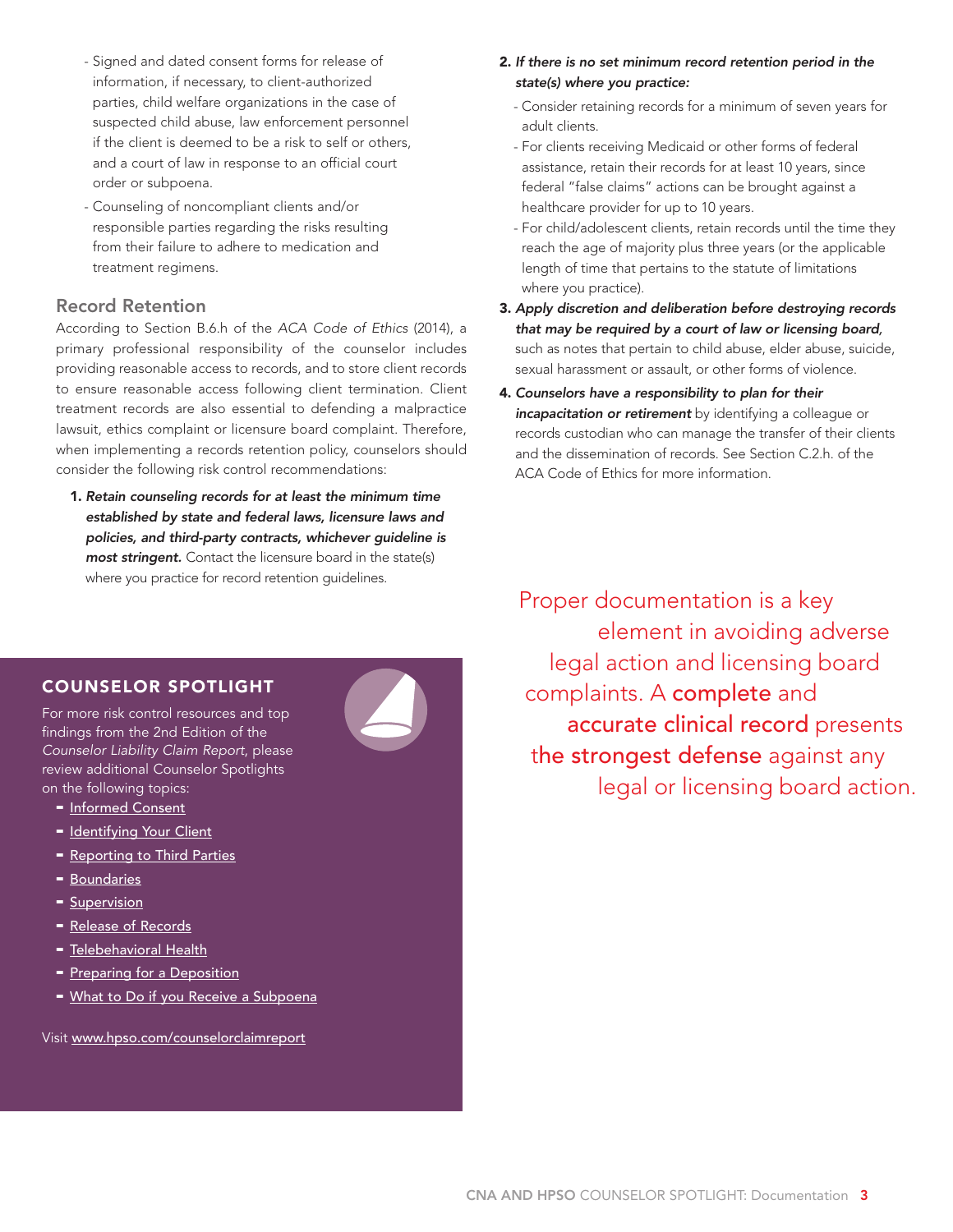- Signed and dated consent forms for release of information, if necessary, to client-authorized parties, child welfare organizations in the case of suspected child abuse, law enforcement personnel if the client is deemed to be a risk to self or others, and a court of law in response to an official court order or subpoena.
- Counseling of noncompliant clients and/or responsible parties regarding the risks resulting from their failure to adhere to medication and treatment regimens.

## Record Retention

According to Section B.6.h of the *ACA Code of Ethics* (2014), a primary professional responsibility of the counselor includes providing reasonable access to records, and to store client records to ensure reasonable access following client termination. Client treatment records are also essential to defending a malpractice lawsuit, ethics complaint or licensure board complaint. Therefore, when implementing a records retention policy, counselors should consider the following risk control recommendations:

1. ***Retain counseling records for at least the minimum time established by state and federal laws, licensure laws and policies, and third-party contracts, whichever guideline is most stringent.*** Contact the licensure board in the state(s) where you practice for record retention guidelines.
2. ***If there is no set minimum record retention period in the state(s) where you practice:***
   - Consider retaining records for a minimum of seven years for adult clients.
   - For clients receiving Medicaid or other forms of federal assistance, retain their records for at least 10 years, since federal "false claims" actions can be brought against a healthcare provider for up to 10 years.
   - For child/adolescent clients, retain records until the time they reach the age of majority plus three years (or the applicable length of time that pertains to the statute of limitations where you practice).
3. ***Apply discretion and deliberation before destroying records that may be required by a court of law or licensing board,*** such as notes that pertain to child abuse, elder abuse, suicide, sexual harassment or assault, or other forms of violence.
4. ***Counselors have a responsibility to plan for their incapacitation or retirement*** by identifying a colleague or records custodian who can manage the transfer of their clients and the dissemination of records. See Section C.2.h. of the ACA Code of Ethics for more information.

Proper documentation is a key element in avoiding adverse legal action and licensing board complaints. A **complete** and **accurate clinical record** presents **the strongest defense** against any legal or licensing board action.

### COUNSELOR SPOTLIGHT

For more risk control resources and top findings from the 2nd Edition of the *Counselor Liability Claim Report*, please review additional Counselor Spotlights on the following topics:

- Informed Consent
- Identifying Your Client
- Reporting to Third Parties
- Boundaries
- Supervision
- Release of Records
- Telebehavioral Health
- Preparing for a Deposition
- What to Do if you Receive a Subpoena

Visit www.hpso.com/counselorclaimreport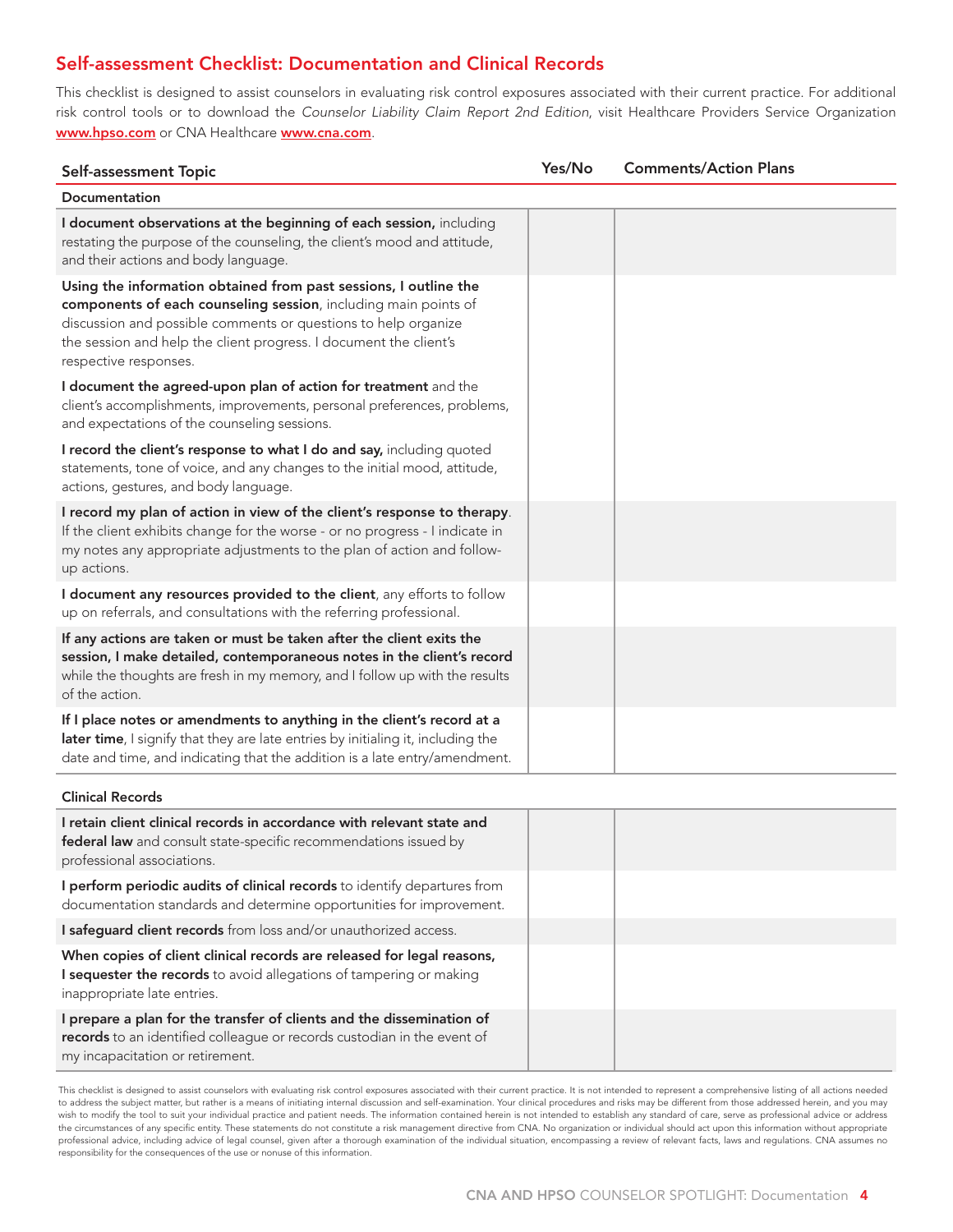## Self-assessment Checklist: Documentation and Clinical Records

This checklist is designed to assist counselors in evaluating risk control exposures associated with their current practice. For additional risk control tools or to download the *Counselor Liability Claim Report 2nd Edition*, visit Healthcare Providers Service Organization **www.hpso.com** or CNA Healthcare **www.cna.com**.

| Self-assessment Topic | Yes/No | Comments/Action Plans |
|---|---|---|
| **Documentation** | | |
| **I document observations at the beginning of each session,** including restating the purpose of the counseling, the client's mood and attitude, and their actions and body language. | | |
| **Using the information obtained from past sessions, I outline the components of each counseling session**, including main points of discussion and possible comments or questions to help organize the session and help the client progress. I document the client's respective responses. | | |
| **I document the agreed-upon plan of action for treatment** and the client's accomplishments, improvements, personal preferences, problems, and expectations of the counseling sessions. | | |
| **I record the client's response to what I do and say,** including quoted statements, tone of voice, and any changes to the initial mood, attitude, actions, gestures, and body language. | | |
| **I record my plan of action in view of the client's response to therapy**. If the client exhibits change for the worse - or no progress - I indicate in my notes any appropriate adjustments to the plan of action and follow-up actions. | | |
| **I document any resources provided to the client**, any efforts to follow up on referrals, and consultations with the referring professional. | | |
| **If any actions are taken or must be taken after the client exits the session, I make detailed, contemporaneous notes in the client's record** while the thoughts are fresh in my memory, and I follow up with the results of the action. | | |
| **If I place notes or amendments to anything in the client's record at a later time**, I signify that they are late entries by initialing it, including the date and time, and indicating that the addition is a late entry/amendment. | | |
| **Clinical Records** | | |
| **I retain client clinical records in accordance with relevant state and federal law** and consult state-specific recommendations issued by professional associations. | | |
| **I perform periodic audits of clinical records** to identify departures from documentation standards and determine opportunities for improvement. | | |
| **I safeguard client records** from loss and/or unauthorized access. | | |
| **When copies of client clinical records are released for legal reasons, I sequester the records** to avoid allegations of tampering or making inappropriate late entries. | | |
| **I prepare a plan for the transfer of clients and the dissemination of records** to an identified colleague or records custodian in the event of my incapacitation or retirement. | | |

This checklist is designed to assist counselors with evaluating risk control exposures associated with their current practice. It is not intended to represent a comprehensive listing of all actions needed to address the subject matter, but rather is a means of initiating internal discussion and self-examination. Your clinical procedures and risks may be different from those addressed herein, and you may wish to modify the tool to suit your individual practice and patient needs. The information contained herein is not intended to establish any standard of care, serve as professional advice or address the circumstances of any specific entity. These statements do not constitute a risk management directive from CNA. No organization or individual should act upon this information without appropriate professional advice, including advice of legal counsel, given after a thorough examination of the individual situation, encompassing a review of relevant facts, laws and regulations. CNA assumes no responsibility for the consequences of the use or nonuse of this information.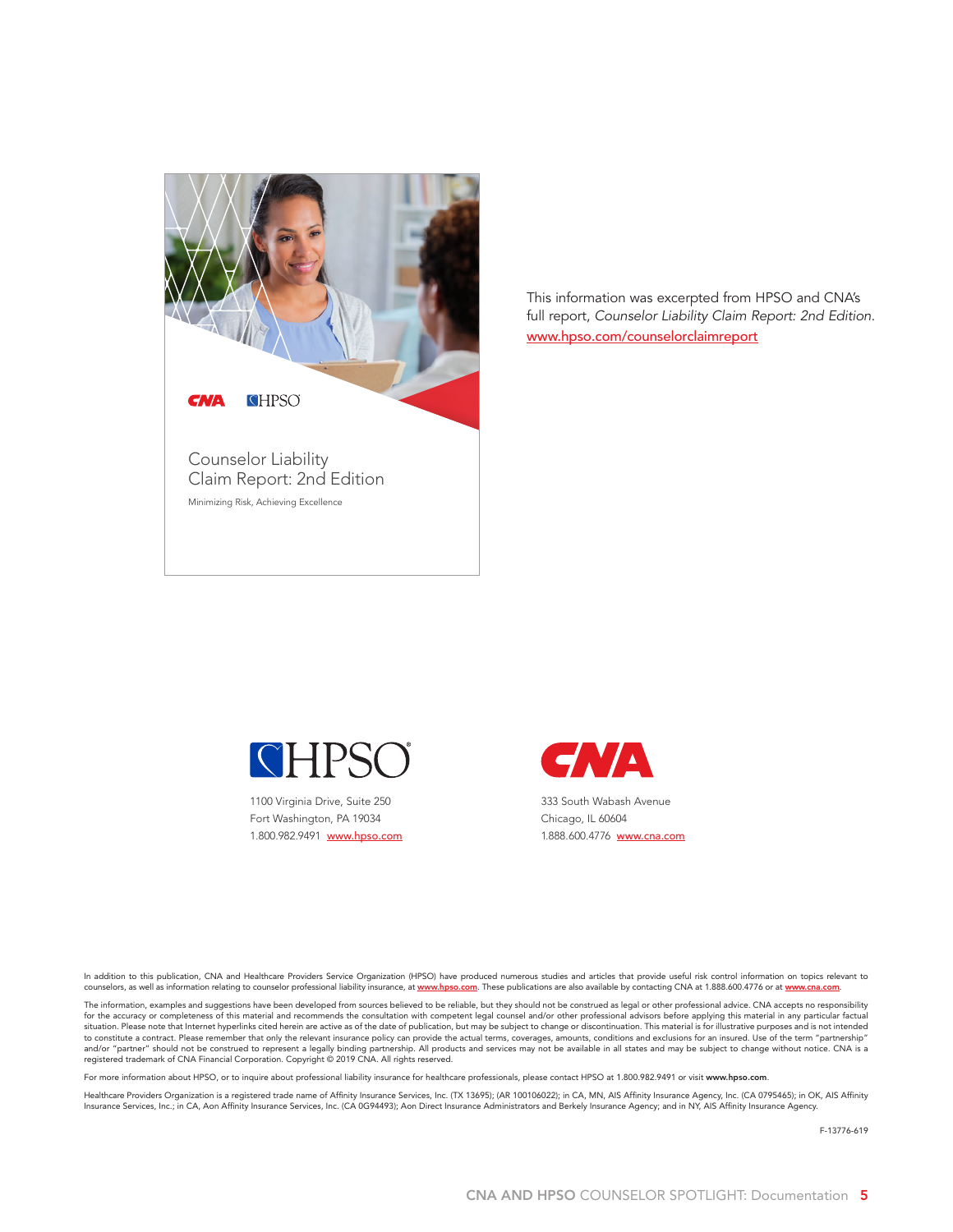CNA HPSO

Counselor Liability
Claim Report: 2nd Edition

Minimizing Risk, Achieving Excellence

This information was excerpted from HPSO and CNA's full report, *Counselor Liability Claim Report: 2nd Edition*.
www.hpso.com/counselorclaimreport

HPSO

1100 Virginia Drive, Suite 250
Fort Washington, PA 19034
1.800.982.9491 www.hpso.com

CNA

333 South Wabash Avenue
Chicago, IL 60604
1.888.600.4776 www.cna.com

In addition to this publication, CNA and Healthcare Providers Service Organization (HPSO) have produced numerous studies and articles that provide useful risk control information on topics relevant to counselors, as well as information relating to counselor professional liability insurance, at www.hpso.com. These publications are also available by contacting CNA at 1.888.600.4776 or at www.cna.com.

The information, examples and suggestions have been developed from sources believed to be reliable, but they should not be construed as legal or other professional advice. CNA accepts no responsibility for the accuracy or completeness of this material and recommends the consultation with competent legal counsel and/or other professional advisors before applying this material in any particular factual situation. Please note that Internet hyperlinks cited herein are active as of the date of publication, but may be subject to change or discontinuation. This material is for illustrative purposes and is not intended to constitute a contract. Please remember that only the relevant insurance policy can provide the actual terms, coverages, amounts, conditions and exclusions for an insured. Use of the term "partnership" and/or "partner" should not be construed to represent a legally binding partnership. All products and services may not be available in all states and may be subject to change without notice. CNA is a registered trademark of CNA Financial Corporation. Copyright © 2019 CNA. All rights reserved.

For more information about HPSO, or to inquire about professional liability insurance for healthcare professionals, please contact HPSO at 1.800.982.9491 or visit **www.hpso.com**.

Healthcare Providers Organization is a registered trade name of Affinity Insurance Services, Inc. (TX 13695); (AR 100106022); in CA, MN, AIS Affinity Insurance Agency, Inc. (CA 0795465); in OK, AIS Affinity Insurance Services, Inc.; in CA, Aon Affinity Insurance Services, Inc. (CA 0G94493); Aon Direct Insurance Administrators and Berkely Insurance Agency; and in NY, AIS Affinity Insurance Agency.

F-13776-619